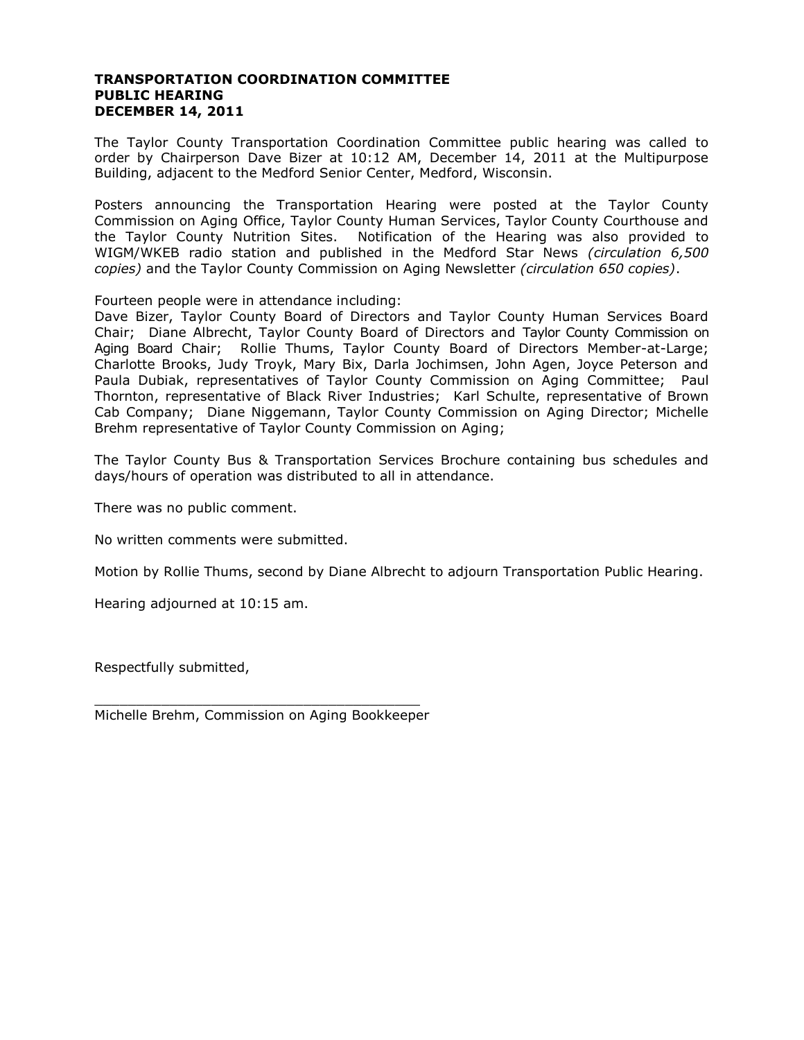**TRANSPORTATION COORDINATION COMMITTEE**
**PUBLIC HEARING**
**DECEMBER 14, 2011**

The Taylor County Transportation Coordination Committee public hearing was called to order by Chairperson Dave Bizer at 10:12 AM, December 14, 2011 at the Multipurpose Building, adjacent to the Medford Senior Center, Medford, Wisconsin.

Posters announcing the Transportation Hearing were posted at the Taylor County Commission on Aging Office, Taylor County Human Services, Taylor County Courthouse and the Taylor County Nutrition Sites. Notification of the Hearing was also provided to WIGM/WKEB radio station and published in the Medford Star News *(circulation 6,500 copies)* and the Taylor County Commission on Aging Newsletter *(circulation 650 copies)*.

Fourteen people were in attendance including:
Dave Bizer, Taylor County Board of Directors and Taylor County Human Services Board Chair; Diane Albrecht, Taylor County Board of Directors and Taylor County Commission on Aging Board Chair; Rollie Thums, Taylor County Board of Directors Member-at-Large; Charlotte Brooks, Judy Troyk, Mary Bix, Darla Jochimsen, John Agen, Joyce Peterson and Paula Dubiak, representatives of Taylor County Commission on Aging Committee; Paul Thornton, representative of Black River Industries; Karl Schulte, representative of Brown Cab Company; Diane Niggemann, Taylor County Commission on Aging Director; Michelle Brehm representative of Taylor County Commission on Aging;

The Taylor County Bus & Transportation Services Brochure containing bus schedules and days/hours of operation was distributed to all in attendance.

There was no public comment.

No written comments were submitted.

Motion by Rollie Thums, second by Diane Albrecht to adjourn Transportation Public Hearing.

Hearing adjourned at 10:15 am.

Respectfully submitted,

\_\_\_\_\_\_\_\_\_\_\_\_\_\_\_\_\_\_\_\_\_\_\_\_\_\_\_\_\_\_\_\_\_\_\_\_\_\_\_\_
Michelle Brehm, Commission on Aging Bookkeeper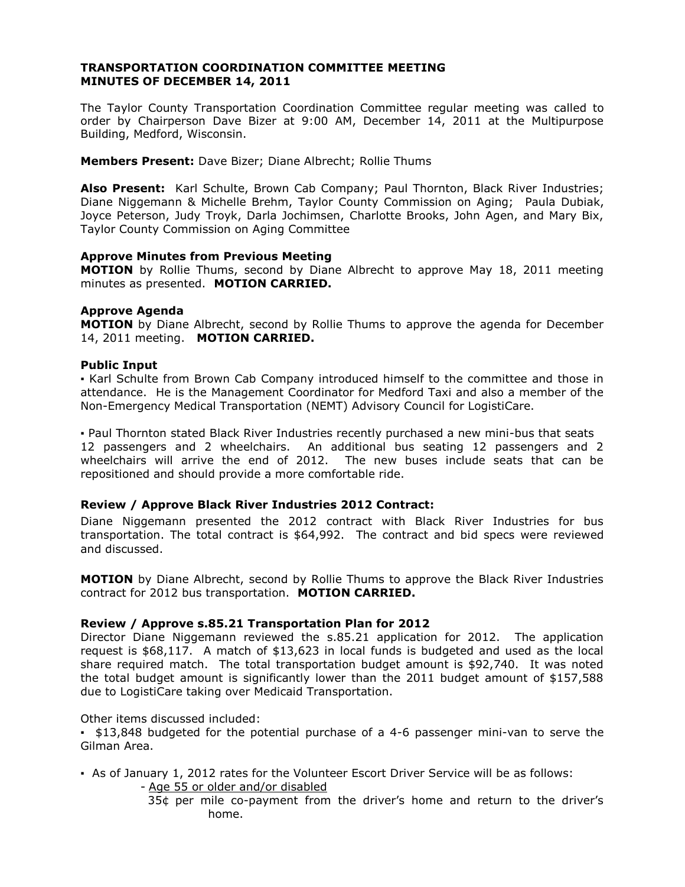**TRANSPORTATION COORDINATION COMMITTEE MEETING**
**MINUTES OF DECEMBER 14, 2011**

The Taylor County Transportation Coordination Committee regular meeting was called to order by Chairperson Dave Bizer at 9:00 AM, December 14, 2011 at the Multipurpose Building, Medford, Wisconsin.

**Members Present:** Dave Bizer; Diane Albrecht; Rollie Thums

**Also Present:** Karl Schulte, Brown Cab Company; Paul Thornton, Black River Industries; Diane Niggemann & Michelle Brehm, Taylor County Commission on Aging; Paula Dubiak, Joyce Peterson, Judy Troyk, Darla Jochimsen, Charlotte Brooks, John Agen, and Mary Bix, Taylor County Commission on Aging Committee

**Approve Minutes from Previous Meeting**
**MOTION** by Rollie Thums, second by Diane Albrecht to approve May 18, 2011 meeting minutes as presented. **MOTION CARRIED.**

**Approve Agenda**
**MOTION** by Diane Albrecht, second by Rollie Thums to approve the agenda for December 14, 2011 meeting. **MOTION CARRIED.**

**Public Input**
▪ Karl Schulte from Brown Cab Company introduced himself to the committee and those in attendance. He is the Management Coordinator for Medford Taxi and also a member of the Non-Emergency Medical Transportation (NEMT) Advisory Council for LogistiCare.

▪ Paul Thornton stated Black River Industries recently purchased a new mini-bus that seats 12 passengers and 2 wheelchairs. An additional bus seating 12 passengers and 2 wheelchairs will arrive the end of 2012. The new buses include seats that can be repositioned and should provide a more comfortable ride.

**Review / Approve Black River Industries 2012 Contract:**
Diane Niggemann presented the 2012 contract with Black River Industries for bus transportation. The total contract is $64,992. The contract and bid specs were reviewed and discussed.

**MOTION** by Diane Albrecht, second by Rollie Thums to approve the Black River Industries contract for 2012 bus transportation. **MOTION CARRIED.**

**Review / Approve s.85.21 Transportation Plan for 2012**
Director Diane Niggemann reviewed the s.85.21 application for 2012. The application request is $68,117. A match of $13,623 in local funds is budgeted and used as the local share required match. The total transportation budget amount is $92,740. It was noted the total budget amount is significantly lower than the 2011 budget amount of $157,588 due to LogistiCare taking over Medicaid Transportation.

Other items discussed included:
▪ $13,848 budgeted for the potential purchase of a 4-6 passenger mini-van to serve the Gilman Area.

▪ As of January 1, 2012 rates for the Volunteer Escort Driver Service will be as follows:
  - <u>Age 55 or older and/or disabled</u>
    35¢ per mile co-payment from the driver's home and return to the driver's home.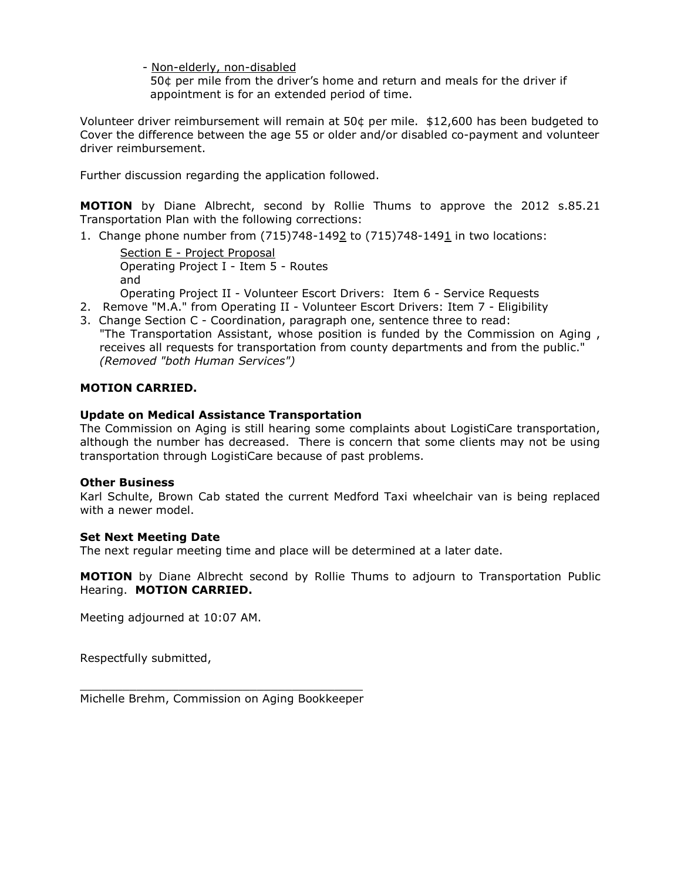- Non-elderly, non-disabled
  50¢ per mile from the driver's home and return and meals for the driver if appointment is for an extended period of time.

Volunteer driver reimbursement will remain at 50¢ per mile. $12,600 has been budgeted to Cover the difference between the age 55 or older and/or disabled co-payment and volunteer driver reimbursement.

Further discussion regarding the application followed.

**MOTION** by Diane Albrecht, second by Rollie Thums to approve the 2012 s.85.21 Transportation Plan with the following corrections:

1. Change phone number from (715)748-149<u>2</u> to (715)748-149<u>1</u> in two locations:

   <u>Section E - Project Proposal</u>
   Operating Project I - Item 5 - Routes
   and
   Operating Project II - Volunteer Escort Drivers: Item 6 - Service Requests
2. Remove "M.A." from Operating II - Volunteer Escort Drivers: Item 7 - Eligibility
3. Change Section C - Coordination, paragraph one, sentence three to read:
   "The Transportation Assistant, whose position is funded by the Commission on Aging , receives all requests for transportation from county departments and from the public."
   *(Removed "both Human Services")*

**MOTION CARRIED.**

**Update on Medical Assistance Transportation**
The Commission on Aging is still hearing some complaints about LogistiCare transportation, although the number has decreased. There is concern that some clients may not be using transportation through LogistiCare because of past problems.

**Other Business**
Karl Schulte, Brown Cab stated the current Medford Taxi wheelchair van is being replaced with a newer model.

**Set Next Meeting Date**
The next regular meeting time and place will be determined at a later date.

**MOTION** by Diane Albrecht second by Rollie Thums to adjourn to Transportation Public Hearing. **MOTION CARRIED.**

Meeting adjourned at 10:07 AM.

Respectfully submitted,

\_\_\_\_\_\_\_\_\_\_\_\_\_\_\_\_\_\_\_\_\_\_\_\_\_\_\_\_\_\_\_\_\_\_\_\_\_\_\_\_
Michelle Brehm, Commission on Aging Bookkeeper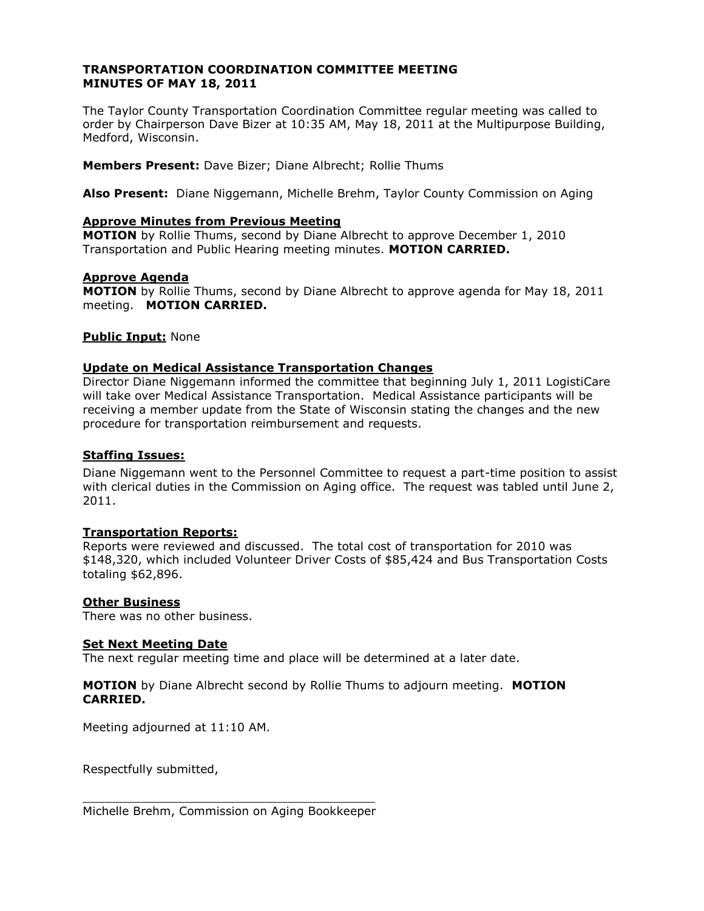**TRANSPORTATION COORDINATION COMMITTEE MEETING**
**MINUTES OF MAY 18, 2011**

The Taylor County Transportation Coordination Committee regular meeting was called to order by Chairperson Dave Bizer at 10:35 AM, May 18, 2011 at the Multipurpose Building, Medford, Wisconsin.

**Members Present:** Dave Bizer; Diane Albrecht; Rollie Thums

**Also Present:** Diane Niggemann, Michelle Brehm, Taylor County Commission on Aging

**Approve Minutes from Previous Meeting**

**MOTION** by Rollie Thums, second by Diane Albrecht to approve December 1, 2010 Transportation and Public Hearing meeting minutes. **MOTION CARRIED.**

**Approve Agenda**

**MOTION** by Rollie Thums, second by Diane Albrecht to approve agenda for May 18, 2011 meeting. **MOTION CARRIED.**

**Public Input:** None

**Update on Medical Assistance Transportation Changes**

Director Diane Niggemann informed the committee that beginning July 1, 2011 LogistiCare will take over Medical Assistance Transportation. Medical Assistance participants will be receiving a member update from the State of Wisconsin stating the changes and the new procedure for transportation reimbursement and requests.

**Staffing Issues:**

Diane Niggemann went to the Personnel Committee to request a part-time position to assist with clerical duties in the Commission on Aging office. The request was tabled until June 2, 2011.

**Transportation Reports:**

Reports were reviewed and discussed. The total cost of transportation for 2010 was $148,320, which included Volunteer Driver Costs of $85,424 and Bus Transportation Costs totaling $62,896.

**Other Business**

There was no other business.

**Set Next Meeting Date**

The next regular meeting time and place will be determined at a later date.

**MOTION** by Diane Albrecht second by Rollie Thums to adjourn meeting. **MOTION CARRIED.**

Meeting adjourned at 11:10 AM.

Respectfully submitted,

\_\_\_\_\_\_\_\_\_\_\_\_\_\_\_\_\_\_\_\_\_\_\_\_\_\_\_\_\_\_\_\_\_\_\_\_\_\_\_\_\_\_

Michelle Brehm, Commission on Aging Bookkeeper